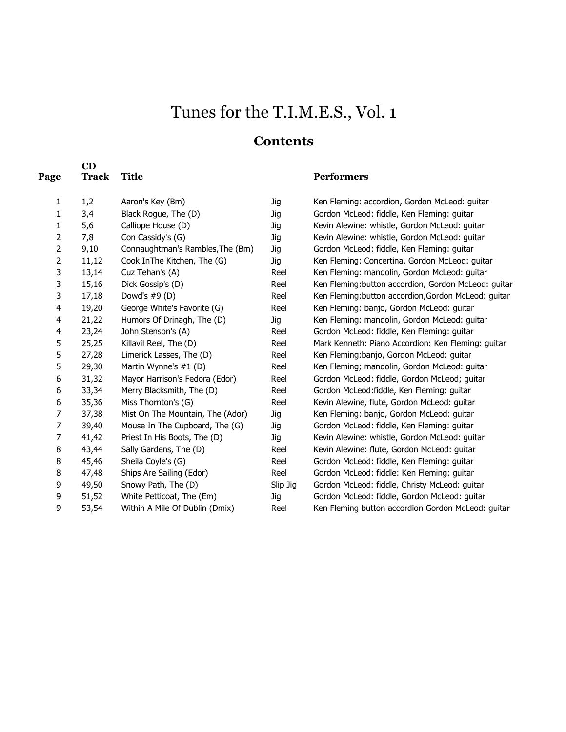# Tunes for the T.I.M.E.S., Vol. 1

## Contents

| Page | CD Track | Title | | Performers |
|---|---|---|---|---|
| 1 | 1,2 | Aaron's Key (Bm) | Jig | Ken Fleming: accordion, Gordon McLeod: guitar |
| 1 | 3,4 | Black Rogue, The (D) | Jig | Gordon McLeod: fiddle, Ken Fleming: guitar |
| 1 | 5,6 | Calliope House (D) | Jig | Kevin Alewine: whistle, Gordon McLeod: guitar |
| 2 | 7,8 | Con Cassidy's (G) | Jig | Kevin Alewine: whistle, Gordon McLeod: guitar |
| 2 | 9,10 | Connaughtman's Rambles,The (Bm) | Jig | Gordon McLeod: fiddle, Ken Fleming: guitar |
| 2 | 11,12 | Cook InThe Kitchen, The (G) | Jig | Ken Fleming: Concertina, Gordon McLeod: guitar |
| 3 | 13,14 | Cuz Tehan's (A) | Reel | Ken Fleming: mandolin, Gordon McLeod: guitar |
| 3 | 15,16 | Dick Gossip's (D) | Reel | Ken Fleming:button accordion, Gordon McLeod: guitar |
| 3 | 17,18 | Dowd's #9 (D) | Reel | Ken Fleming:button accordion,Gordon McLeod: guitar |
| 4 | 19,20 | George White's Favorite (G) | Reel | Ken Fleming: banjo, Gordon McLeod: guitar |
| 4 | 21,22 | Humors Of Drinagh, The (D) | Jig | Ken Fleming: mandolin, Gordon McLeod: guitar |
| 4 | 23,24 | John Stenson's (A) | Reel | Gordon McLeod: fiddle, Ken Fleming: guitar |
| 5 | 25,25 | Killavil Reel, The (D) | Reel | Mark Kenneth: Piano Accordion: Ken Fleming: guitar |
| 5 | 27,28 | Limerick Lasses, The (D) | Reel | Ken Fleming:banjo, Gordon McLeod: guitar |
| 5 | 29,30 | Martin Wynne's #1 (D) | Reel | Ken Fleming; mandolin, Gordon McLeod: guitar |
| 6 | 31,32 | Mayor Harrison's Fedora (Edor) | Reel | Gordon McLeod: fiddle, Gordon McLeod; guitar |
| 6 | 33,34 | Merry Blacksmith, The (D) | Reel | Gordon McLeod:fiddle, Ken Fleming: guitar |
| 6 | 35,36 | Miss Thornton's (G) | Reel | Kevin Alewine, flute, Gordon McLeod: guitar |
| 7 | 37,38 | Mist On The Mountain, The (Ador) | Jig | Ken Fleming: banjo, Gordon McLeod: guitar |
| 7 | 39,40 | Mouse In The Cupboard, The (G) | Jig | Gordon McLeod: fiddle, Ken Fleming: guitar |
| 7 | 41,42 | Priest In His Boots, The (D) | Jig | Kevin Alewine: whistle, Gordon McLeod: guitar |
| 8 | 43,44 | Sally Gardens, The (D) | Reel | Kevin Alewine: flute, Gordon McLeod: guitar |
| 8 | 45,46 | Sheila Coyle's (G) | Reel | Gordon McLeod: fiddle, Ken Fleming: guitar |
| 8 | 47,48 | Ships Are Sailing (Edor) | Reel | Gordon McLeod: fiddle: Ken Fleming: guitar |
| 9 | 49,50 | Snowy Path, The (D) | Slip Jig | Gordon McLeod: fiddle, Christy McLeod: guitar |
| 9 | 51,52 | White Petticoat, The (Em) | Jig | Gordon McLeod: fiddle, Gordon McLeod: guitar |
| 9 | 53,54 | Within A Mile Of Dublin (Dmix) | Reel | Ken Fleming button accordion Gordon McLeod: guitar |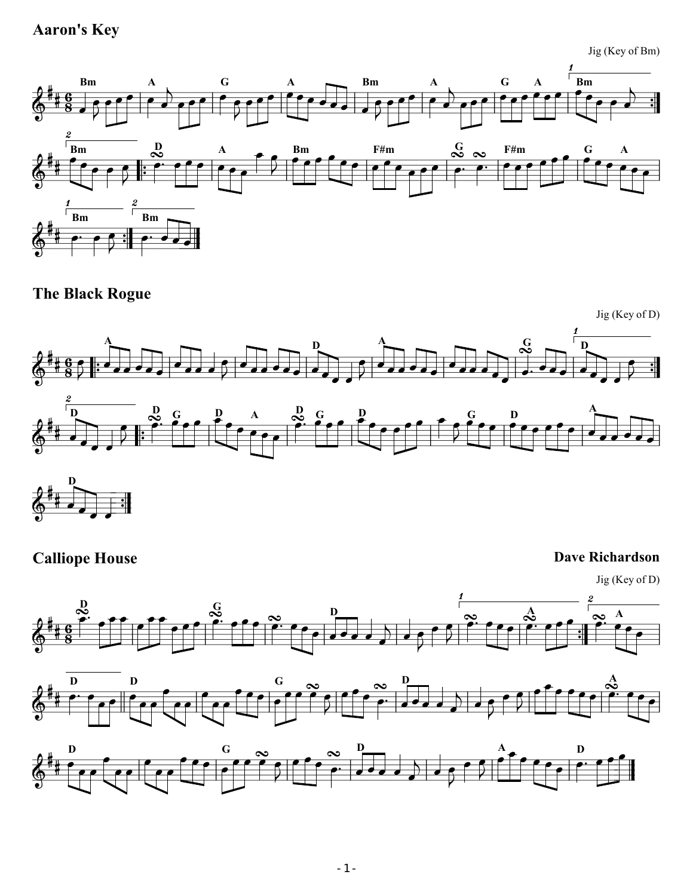## Aaron's Key

Jig (Key of Bm)

## The Black Rogue

Jig (Key of D)

## Calliope House

**Dave Richardson**

Jig (Key of D)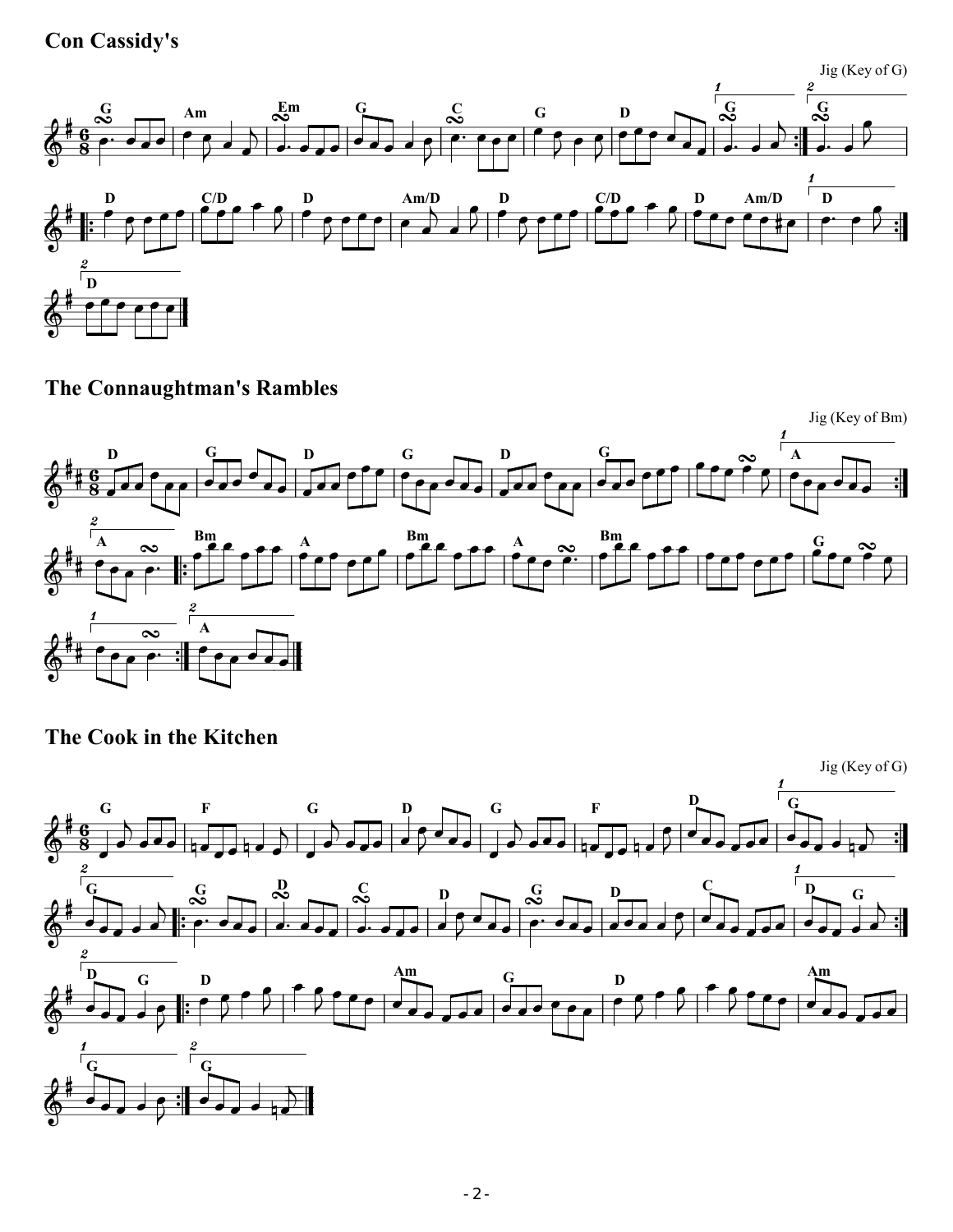## Con Cassidy's

Jig (Key of G)

## The Connaughtman's Rambles

Jig (Key of Bm)

## The Cook in the Kitchen

Jig (Key of G)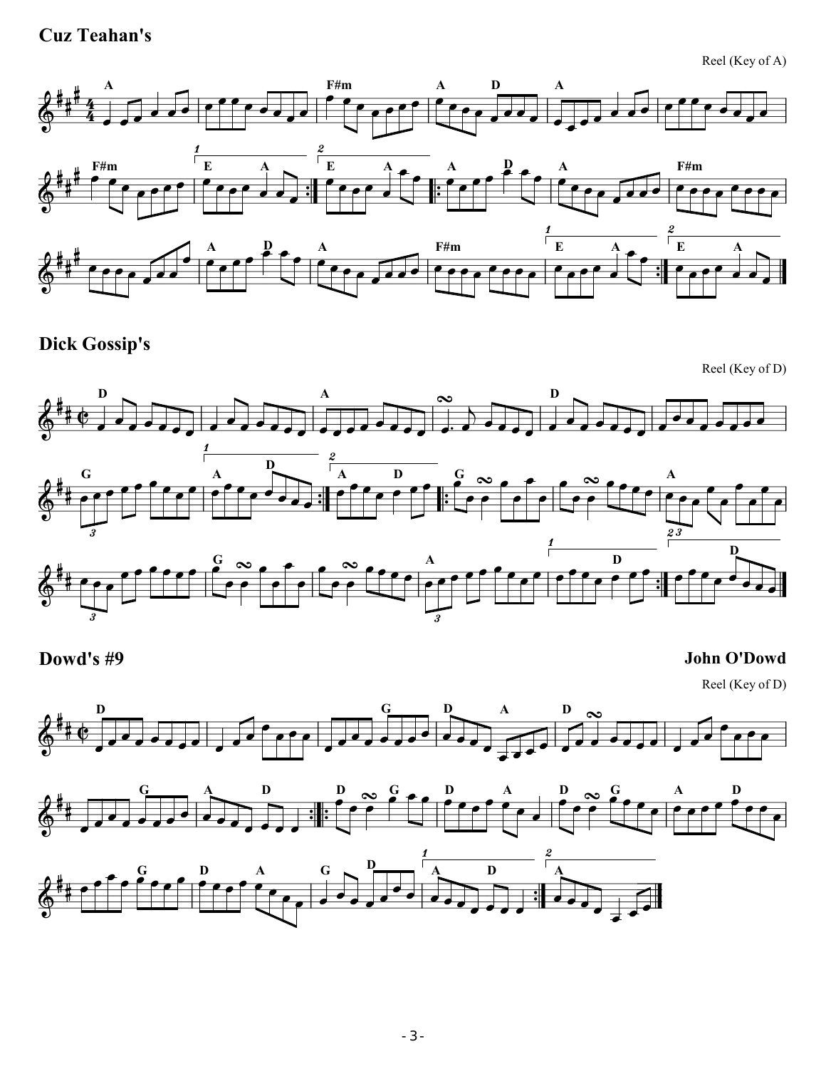## Cuz Teahan's

Reel (Key of A)

## Dick Gossip's

Reel (Key of D)

## Dowd's #9

**John O'Dowd**

Reel (Key of D)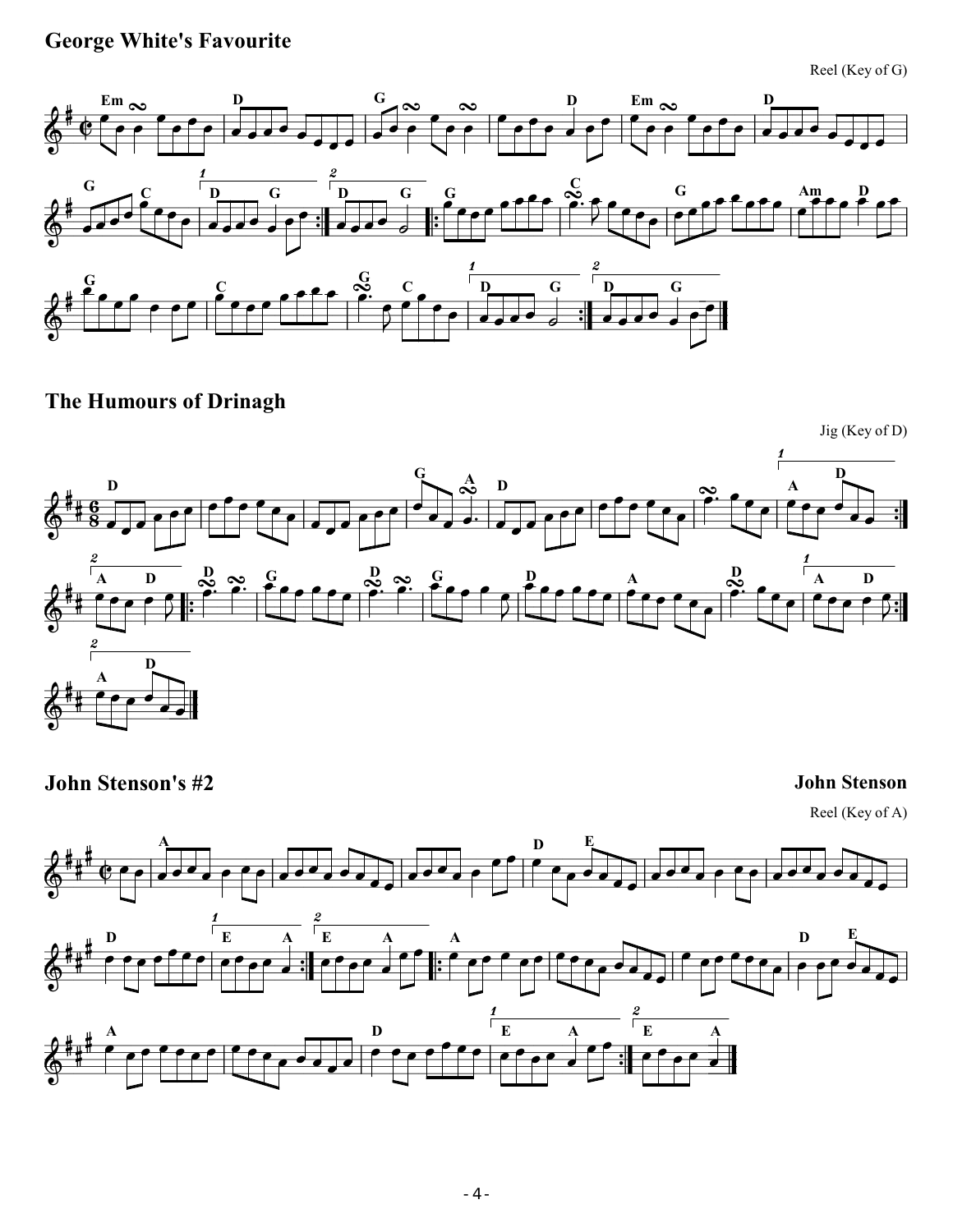## George White's Favourite

Reel (Key of G)

## The Humours of Drinagh

Jig (Key of D)

## John Stenson's #2

**John Stenson**

Reel (Key of A)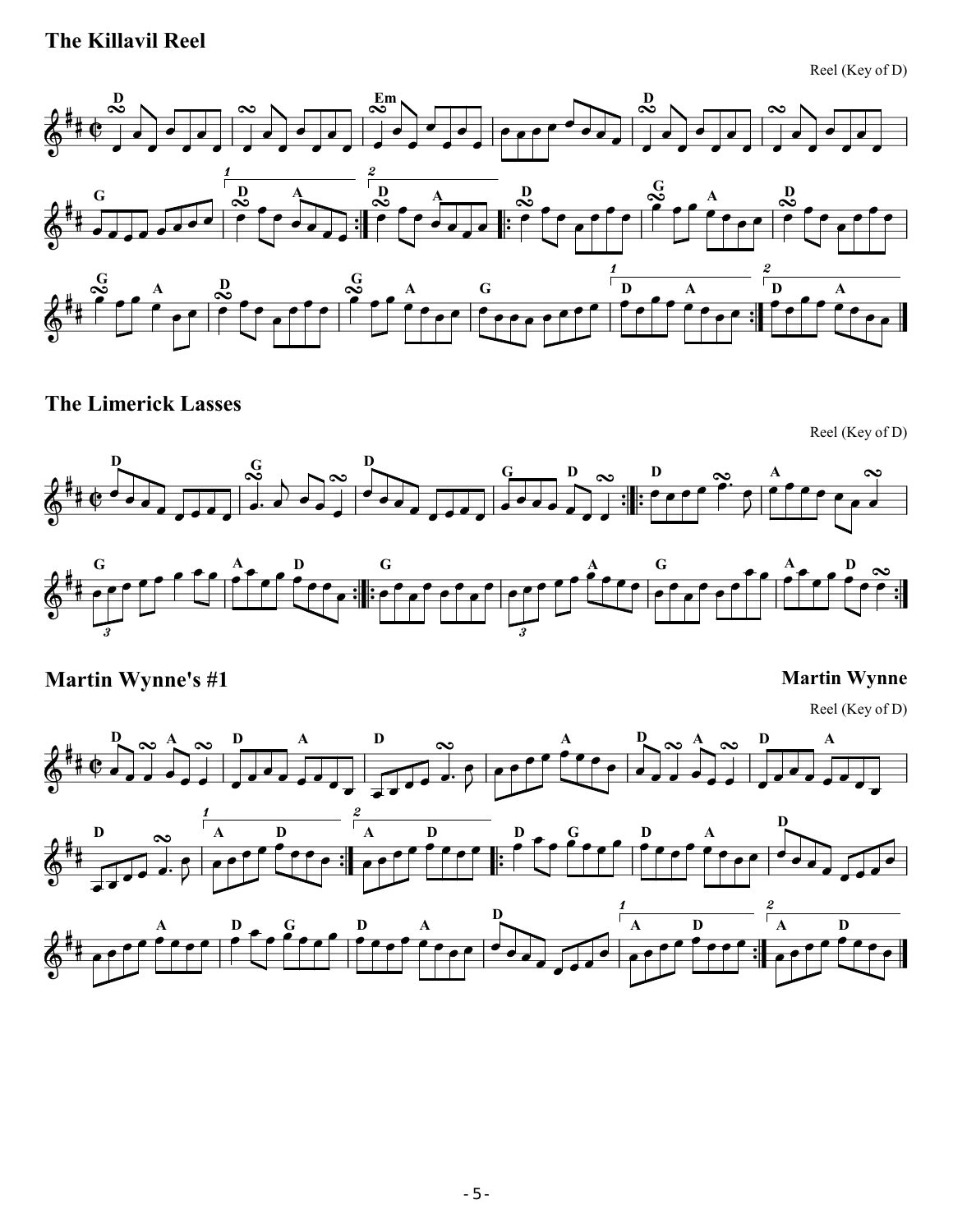## The Killavil Reel

Reel (Key of D)

## The Limerick Lasses

Reel (Key of D)

## Martin Wynne's #1

**Martin Wynne**

Reel (Key of D)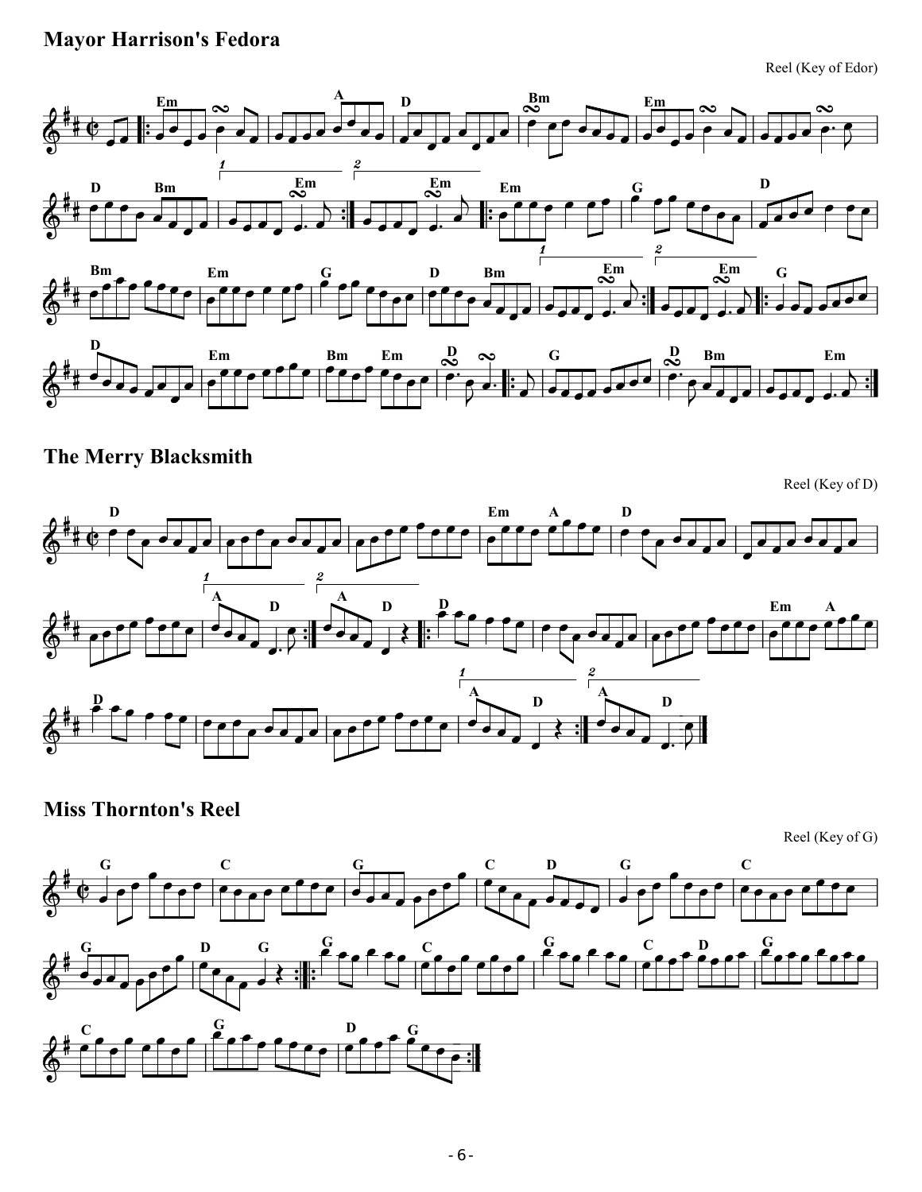## Mayor Harrison's Fedora

Reel (Key of Edor)

## The Merry Blacksmith

Reel (Key of D)

## Miss Thornton's Reel

Reel (Key of G)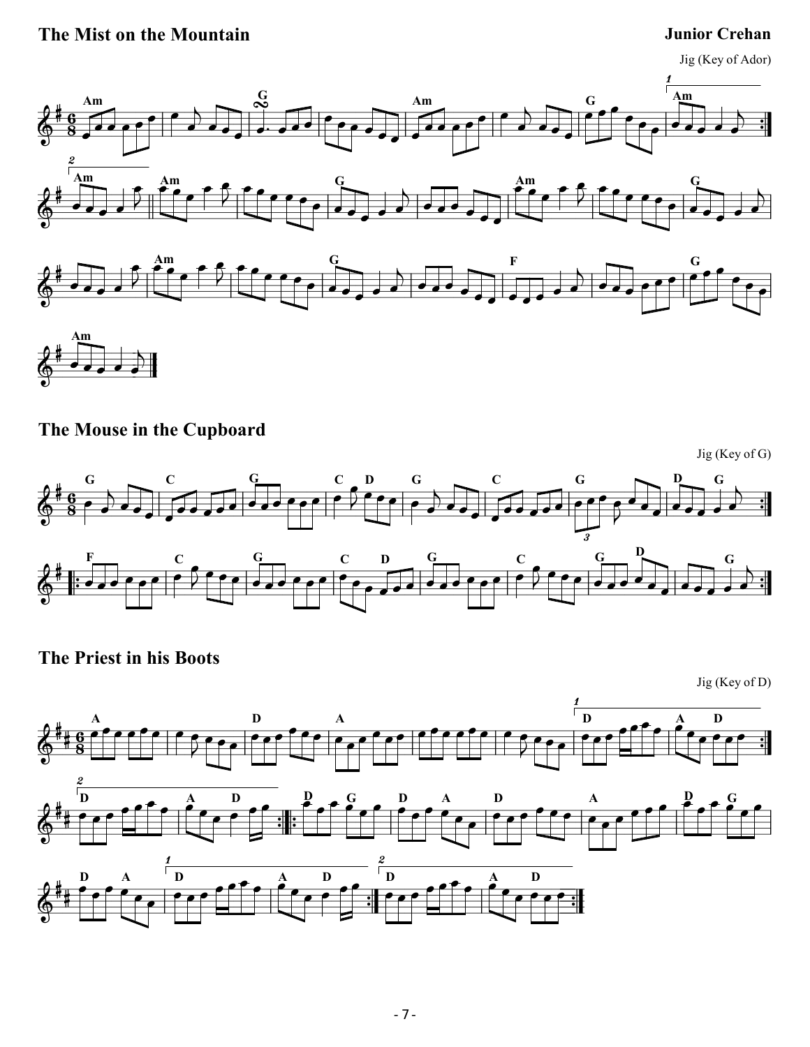## The Mist on the Mountain

**Junior Crehan**

Jig (Key of Ador)

## The Mouse in the Cupboard

Jig (Key of G)

## The Priest in his Boots

Jig (Key of D)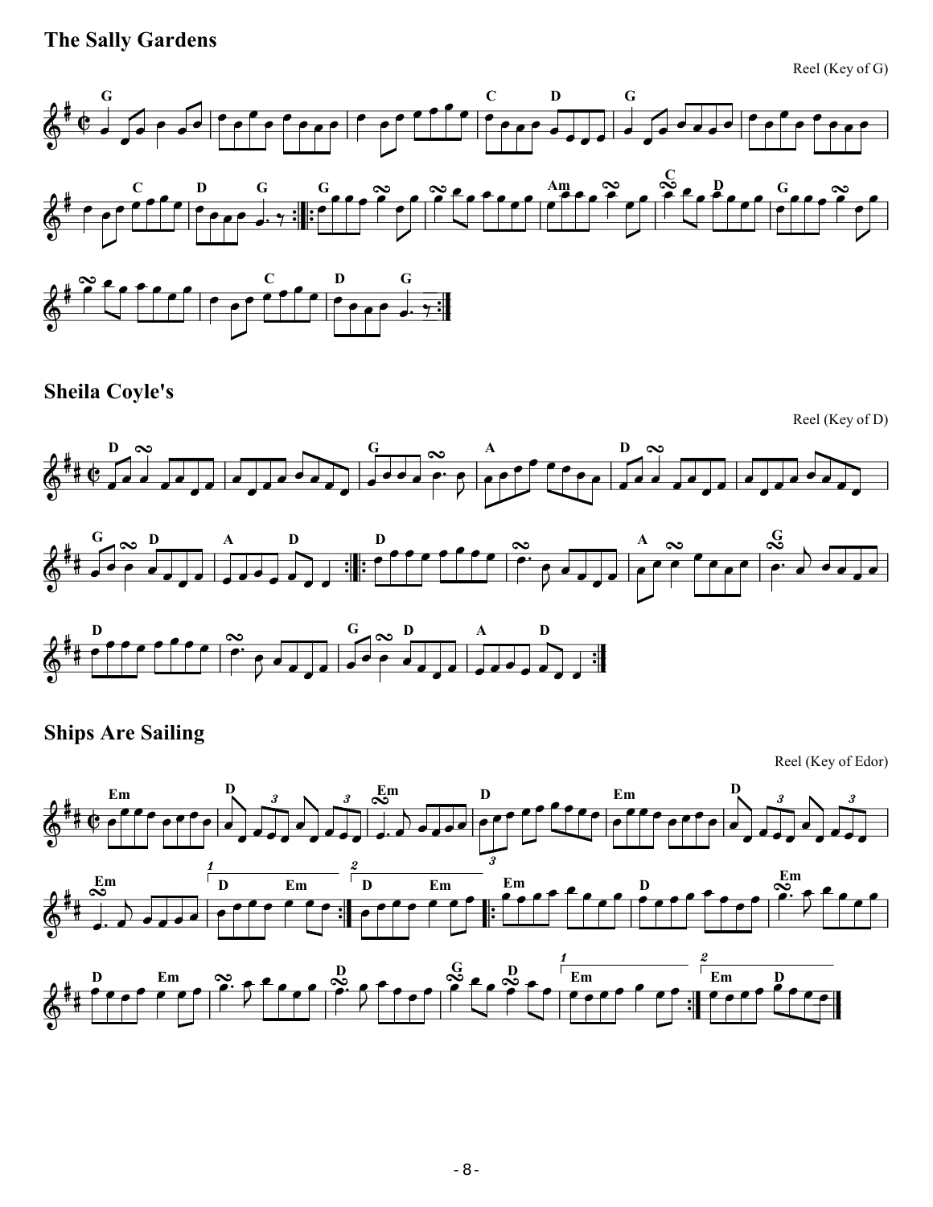## The Sally Gardens

Reel (Key of G)

## Sheila Coyle's

Reel (Key of D)

## Ships Are Sailing

Reel (Key of Edor)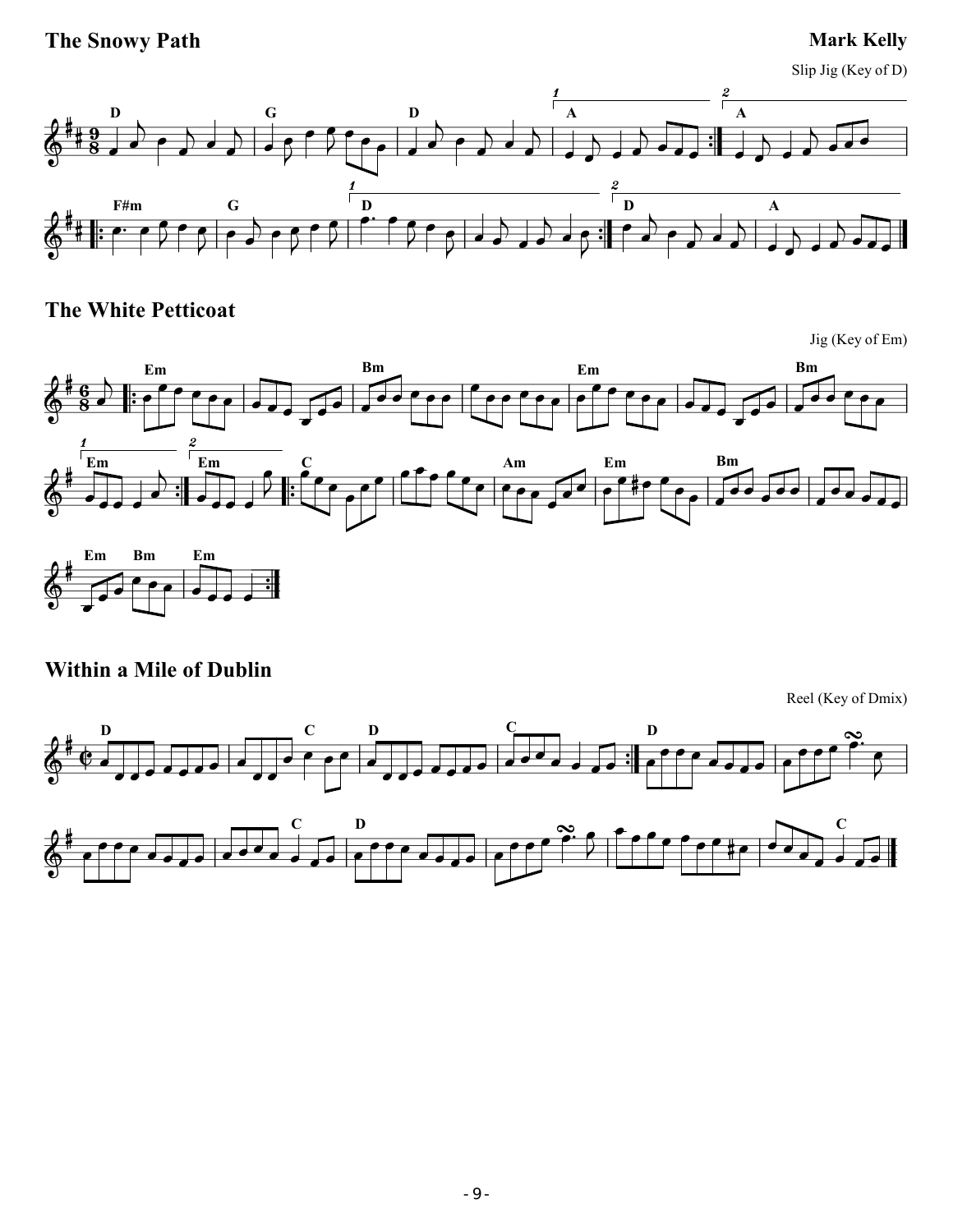## The Snowy Path

**Mark Kelly**

Slip Jig (Key of D)

## The White Petticoat

Jig (Key of Em)

## Within a Mile of Dublin

Reel (Key of Dmix)